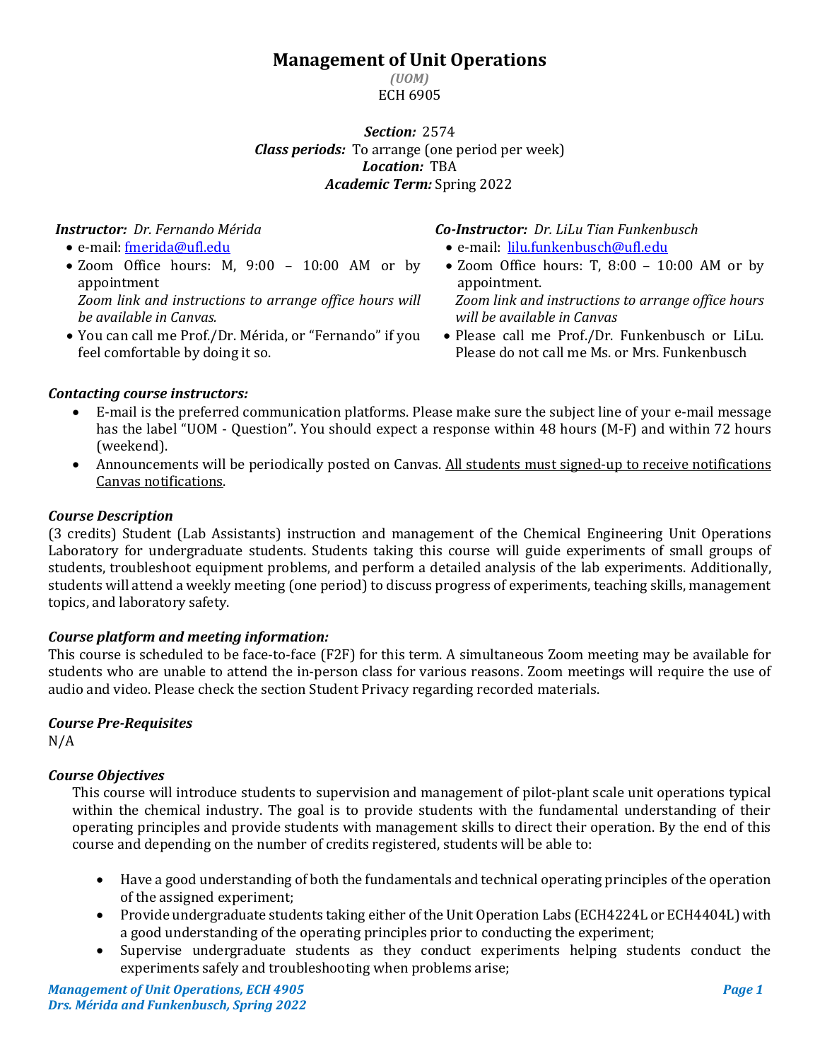# Management of Unit Operations

*(UOM)*

ECH 6905

***Section:*** 2574
***Class periods:*** To arrange (one period per week)
***Location:*** TBA
***Academic Term:*** Spring 2022

***Instructor:*** *Dr. Fernando Mérida*

- e-mail: fmerida@ufl.edu
- Zoom Office hours: M, 9:00 – 10:00 AM or by appointment
  *Zoom link and instructions to arrange office hours will be available in Canvas.*
- You can call me Prof./Dr. Mérida, or "Fernando" if you feel comfortable by doing it so.

***Co-Instructor:*** *Dr. LiLu Tian Funkenbusch*

- e-mail: lilu.funkenbusch@ufl.edu
- Zoom Office hours: T, 8:00 – 10:00 AM or by appointment.
  *Zoom link and instructions to arrange office hours will be available in Canvas*
- Please call me Prof./Dr. Funkenbusch or LiLu. Please do not call me Ms. or Mrs. Funkenbusch

### *Contacting course instructors:*

- E-mail is the preferred communication platforms. Please make sure the subject line of your e-mail message has the label "UOM - Question". You should expect a response within 48 hours (M-F) and within 72 hours (weekend).
- Announcements will be periodically posted on Canvas. <u>All students must signed-up to receive notifications Canvas notifications</u>.

### *Course Description*

(3 credits) Student (Lab Assistants) instruction and management of the Chemical Engineering Unit Operations Laboratory for undergraduate students. Students taking this course will guide experiments of small groups of students, troubleshoot equipment problems, and perform a detailed analysis of the lab experiments. Additionally, students will attend a weekly meeting (one period) to discuss progress of experiments, teaching skills, management topics, and laboratory safety.

### *Course platform and meeting information:*

This course is scheduled to be face-to-face (F2F) for this term. A simultaneous Zoom meeting may be available for students who are unable to attend the in-person class for various reasons. Zoom meetings will require the use of audio and video. Please check the section Student Privacy regarding recorded materials.

### *Course Pre-Requisites*

N/A

### *Course Objectives*

This course will introduce students to supervision and management of pilot-plant scale unit operations typical within the chemical industry. The goal is to provide students with the fundamental understanding of their operating principles and provide students with management skills to direct their operation. By the end of this course and depending on the number of credits registered, students will be able to:

- Have a good understanding of both the fundamentals and technical operating principles of the operation of the assigned experiment;
- Provide undergraduate students taking either of the Unit Operation Labs (ECH4224L or ECH4404L) with a good understanding of the operating principles prior to conducting the experiment;
- Supervise undergraduate students as they conduct experiments helping students conduct the experiments safely and troubleshooting when problems arise;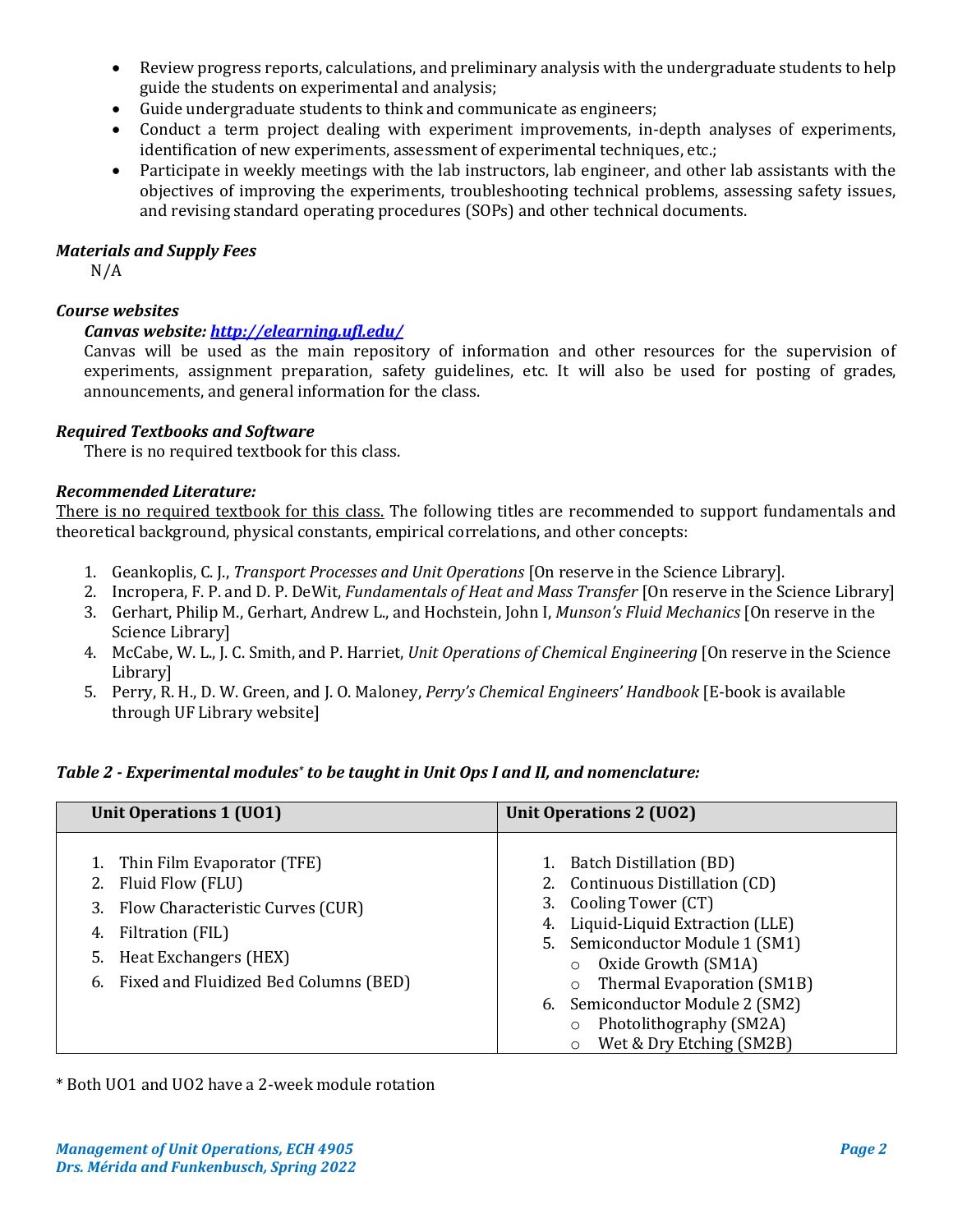- Review progress reports, calculations, and preliminary analysis with the undergraduate students to help guide the students on experimental and analysis;
- Guide undergraduate students to think and communicate as engineers;
- Conduct a term project dealing with experiment improvements, in-depth analyses of experiments, identification of new experiments, assessment of experimental techniques, etc.;
- Participate in weekly meetings with the lab instructors, lab engineer, and other lab assistants with the objectives of improving the experiments, troubleshooting technical problems, assessing safety issues, and revising standard operating procedures (SOPs) and other technical documents.

### *Materials and Supply Fees*

N/A

### *Course websites*

***Canvas website: http://elearning.ufl.edu/***

Canvas will be used as the main repository of information and other resources for the supervision of experiments, assignment preparation, safety guidelines, etc. It will also be used for posting of grades, announcements, and general information for the class.

### *Required Textbooks and Software*

There is no required textbook for this class.

### *Recommended Literature:*

There is no required textbook for this class. The following titles are recommended to support fundamentals and theoretical background, physical constants, empirical correlations, and other concepts:

1. Geankoplis, C. J., *Transport Processes and Unit Operations* [On reserve in the Science Library].
2. Incropera, F. P. and D. P. DeWit, *Fundamentals of Heat and Mass Transfer* [On reserve in the Science Library]
3. Gerhart, Philip M., Gerhart, Andrew L., and Hochstein, John I, *Munson's Fluid Mechanics* [On reserve in the Science Library]
4. McCabe, W. L., J. C. Smith, and P. Harriet, *Unit Operations of Chemical Engineering* [On reserve in the Science Library]
5. Perry, R. H., D. W. Green, and J. O. Maloney, *Perry's Chemical Engineers' Handbook* [E-book is available through UF Library website]

***Table 2 - Experimental modules\* to be taught in Unit Ops I and II, and nomenclature:***

| Unit Operations 1 (UO1) | Unit Operations 2 (UO2) |
|---|---|
| 1. Thin Film Evaporator (TFE)<br>2. Fluid Flow (FLU)<br>3. Flow Characteristic Curves (CUR)<br>4. Filtration (FIL)<br>5. Heat Exchangers (HEX)<br>6. Fixed and Fluidized Bed Columns (BED) | 1. Batch Distillation (BD)<br>2. Continuous Distillation (CD)<br>3. Cooling Tower (CT)<br>4. Liquid-Liquid Extraction (LLE)<br>5. Semiconductor Module 1 (SM1)<br>&nbsp;&nbsp;&nbsp;○ Oxide Growth (SM1A)<br>&nbsp;&nbsp;&nbsp;○ Thermal Evaporation (SM1B)<br>6. Semiconductor Module 2 (SM2)<br>&nbsp;&nbsp;&nbsp;○ Photolithography (SM2A)<br>&nbsp;&nbsp;&nbsp;○ Wet & Dry Etching (SM2B) |

\* Both UO1 and UO2 have a 2-week module rotation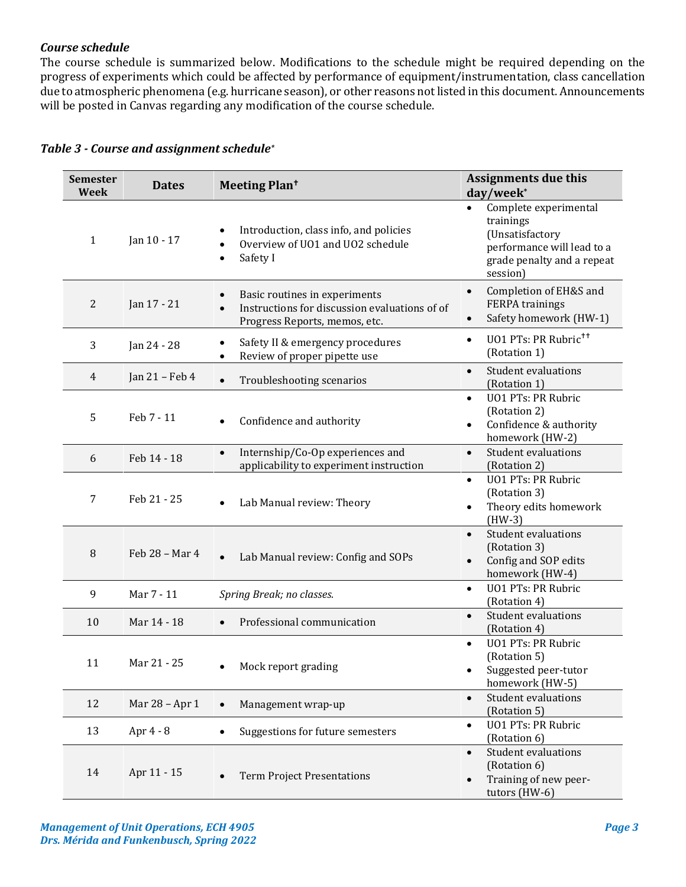*Course schedule*

The course schedule is summarized below. Modifications to the schedule might be required depending on the progress of experiments which could be affected by performance of equipment/instrumentation, class cancellation due to atmospheric phenomena (e.g. hurricane season), or other reasons not listed in this document. Announcements will be posted in Canvas regarding any modification of the course schedule.

***Table 3 - Course and assignment schedule****

| Semester Week | Dates | Meeting Plan† | Assignments due this day/week* |
|---|---|---|---|
| 1 | Jan 10 - 17 | • Introduction, class info, and policies<br>• Overview of UO1 and UO2 schedule<br>• Safety I | • Complete experimental trainings (Unsatisfactory performance will lead to a grade penalty and a repeat session) |
| 2 | Jan 17 - 21 | • Basic routines in experiments<br>• Instructions for discussion evaluations of of Progress Reports, memos, etc. | • Completion of EH&S and FERPA trainings<br>• Safety homework (HW-1) |
| 3 | Jan 24 - 28 | • Safety II & emergency procedures<br>• Review of proper pipette use | • UO1 PTs: PR Rubric†† (Rotation 1) |
| 4 | Jan 21 – Feb 4 | • Troubleshooting scenarios | • Student evaluations (Rotation 1) |
| 5 | Feb 7 - 11 | • Confidence and authority | • UO1 PTs: PR Rubric (Rotation 2)<br>• Confidence & authority homework (HW-2) |
| 6 | Feb 14 - 18 | • Internship/Co-Op experiences and applicability to experiment instruction | • Student evaluations (Rotation 2) |
| 7 | Feb 21 - 25 | • Lab Manual review: Theory | • UO1 PTs: PR Rubric (Rotation 3)<br>• Theory edits homework (HW-3) |
| 8 | Feb 28 – Mar 4 | • Lab Manual review: Config and SOPs | • Student evaluations (Rotation 3)<br>• Config and SOP edits homework (HW-4) |
| 9 | Mar 7 - 11 | *Spring Break; no classes.* | • UO1 PTs: PR Rubric (Rotation 4) |
| 10 | Mar 14 - 18 | • Professional communication | • Student evaluations (Rotation 4) |
| 11 | Mar 21 - 25 | • Mock report grading | • UO1 PTs: PR Rubric (Rotation 5)<br>• Suggested peer-tutor homework (HW-5) |
| 12 | Mar 28 – Apr 1 | • Management wrap-up | • Student evaluations (Rotation 5) |
| 13 | Apr 4 - 8 | • Suggestions for future semesters | • UO1 PTs: PR Rubric (Rotation 6) |
| 14 | Apr 11 - 15 | • Term Project Presentations | • Student evaluations (Rotation 6)<br>• Training of new peer-tutors (HW-6) |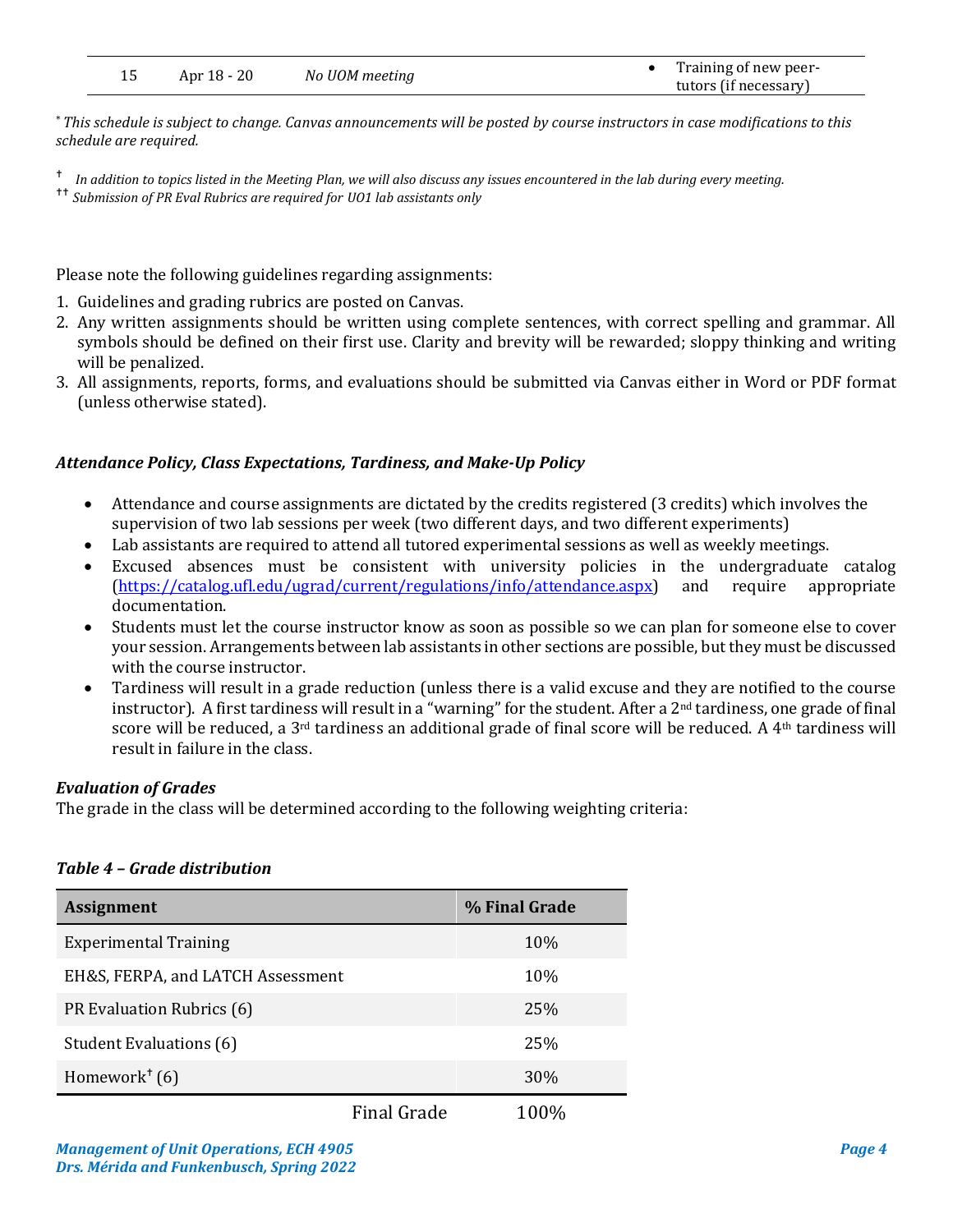| 15 | Apr 18 - 20 | *No UOM meeting* | • Training of new peer-tutors (if necessary) |
|---|---|---|---|

* *This schedule is subject to change. Canvas announcements will be posted by course instructors in case modifications to this schedule are required.*

† *In addition to topics listed in the Meeting Plan, we will also discuss any issues encountered in the lab during every meeting.*
†† *Submission of PR Eval Rubrics are required for UO1 lab assistants only*

Please note the following guidelines regarding assignments:

1. Guidelines and grading rubrics are posted on Canvas.
2. Any written assignments should be written using complete sentences, with correct spelling and grammar. All symbols should be defined on their first use. Clarity and brevity will be rewarded; sloppy thinking and writing will be penalized.
3. All assignments, reports, forms, and evaluations should be submitted via Canvas either in Word or PDF format (unless otherwise stated).

### *Attendance Policy, Class Expectations, Tardiness, and Make-Up Policy*

- Attendance and course assignments are dictated by the credits registered (3 credits) which involves the supervision of two lab sessions per week (two different days, and two different experiments)
- Lab assistants are required to attend all tutored experimental sessions as well as weekly meetings.
- Excused absences must be consistent with university policies in the undergraduate catalog (https://catalog.ufl.edu/ugrad/current/regulations/info/attendance.aspx) and require appropriate documentation.
- Students must let the course instructor know as soon as possible so we can plan for someone else to cover your session. Arrangements between lab assistants in other sections are possible, but they must be discussed with the course instructor.
- Tardiness will result in a grade reduction (unless there is a valid excuse and they are notified to the course instructor). A first tardiness will result in a "warning" for the student. After a 2nd tardiness, one grade of final score will be reduced, a 3rd tardiness an additional grade of final score will be reduced. A 4th tardiness will result in failure in the class.

### *Evaluation of Grades*

The grade in the class will be determined according to the following weighting criteria:

***Table 4 – Grade distribution***

| Assignment | % Final Grade |
|---|---|
| Experimental Training | 10% |
| EH&S, FERPA, and LATCH Assessment | 10% |
| PR Evaluation Rubrics (6) | 25% |
| Student Evaluations (6) | 25% |
| Homework† (6) | 30% |
| Final Grade | 100% |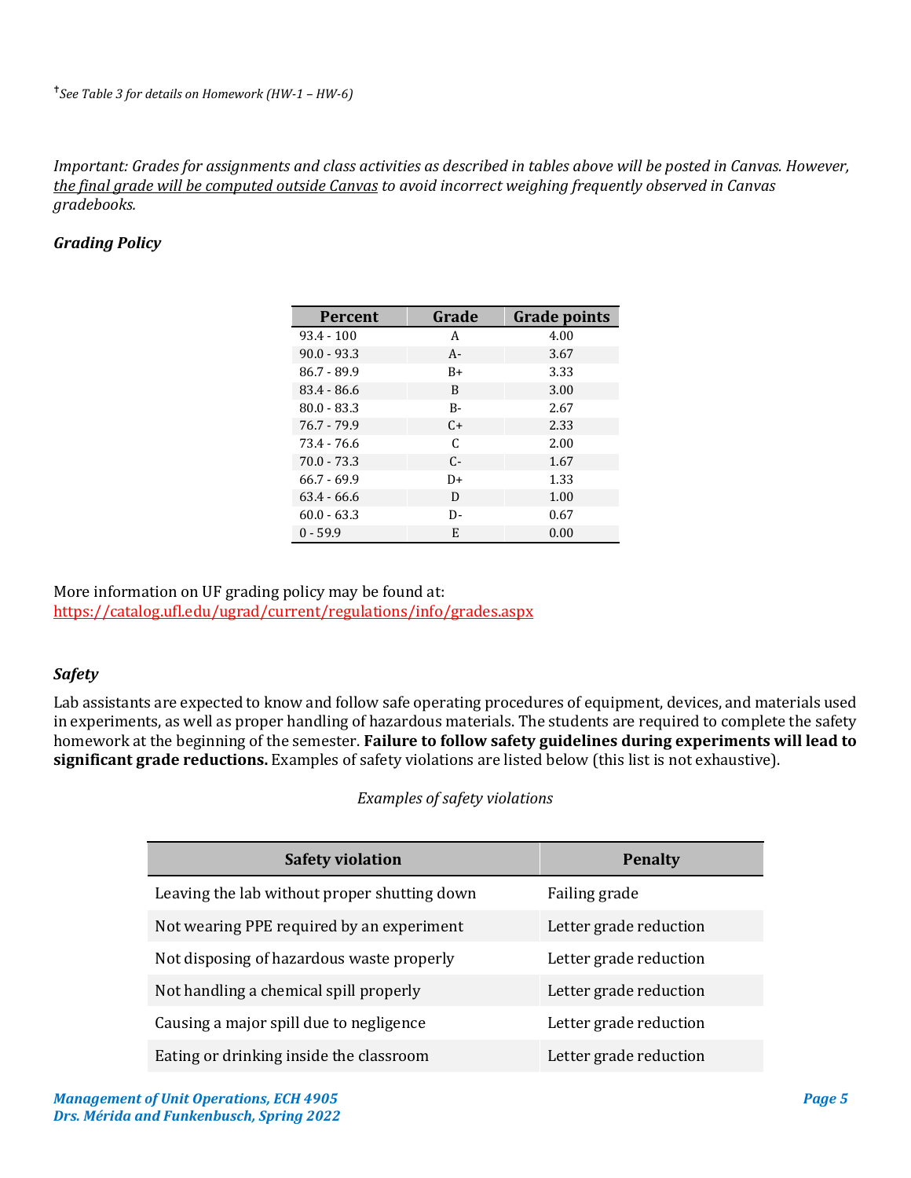†*See Table 3 for details on Homework (HW-1 – HW-6)*

*Important: Grades for assignments and class activities as described in tables above will be posted in Canvas. However, the final grade will be computed outside Canvas to avoid incorrect weighing frequently observed in Canvas gradebooks.*

### *Grading Policy*

| Percent | Grade | Grade points |
|---|---|---|
| 93.4 - 100 | A | 4.00 |
| 90.0 - 93.3 | A- | 3.67 |
| 86.7 - 89.9 | B+ | 3.33 |
| 83.4 - 86.6 | B | 3.00 |
| 80.0 - 83.3 | B- | 2.67 |
| 76.7 - 79.9 | C+ | 2.33 |
| 73.4 - 76.6 | C | 2.00 |
| 70.0 - 73.3 | C- | 1.67 |
| 66.7 - 69.9 | D+ | 1.33 |
| 63.4 - 66.6 | D | 1.00 |
| 60.0 - 63.3 | D- | 0.67 |
| 0 - 59.9 | E | 0.00 |

More information on UF grading policy may be found at:
https://catalog.ufl.edu/ugrad/current/regulations/info/grades.aspx

### *Safety*

Lab assistants are expected to know and follow safe operating procedures of equipment, devices, and materials used in experiments, as well as proper handling of hazardous materials. The students are required to complete the safety homework at the beginning of the semester. **Failure to follow safety guidelines during experiments will lead to significant grade reductions.** Examples of safety violations are listed below (this list is not exhaustive).

*Examples of safety violations*

| Safety violation | Penalty |
|---|---|
| Leaving the lab without proper shutting down | Failing grade |
| Not wearing PPE required by an experiment | Letter grade reduction |
| Not disposing of hazardous waste properly | Letter grade reduction |
| Not handling a chemical spill properly | Letter grade reduction |
| Causing a major spill due to negligence | Letter grade reduction |
| Eating or drinking inside the classroom | Letter grade reduction |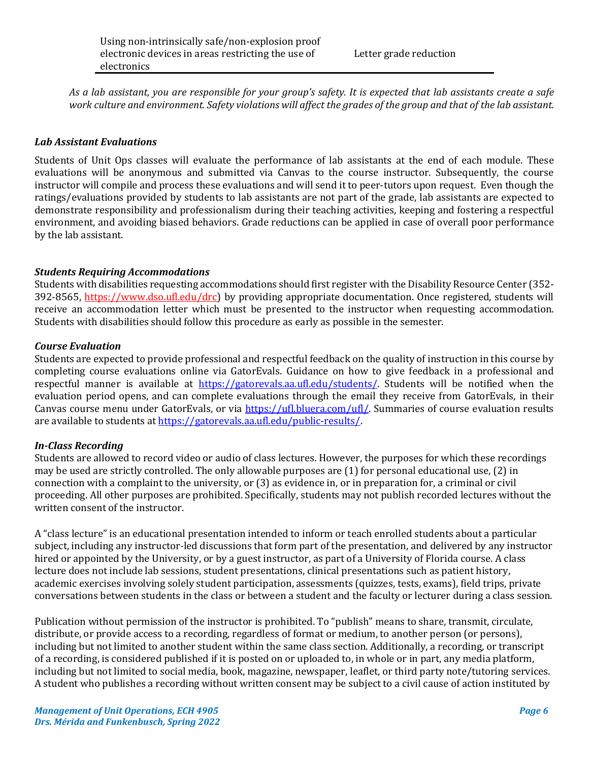| Using non-intrinsically safe/non-explosion proof electronic devices in areas restricting the use of electronics | Letter grade reduction |
| --- | --- |

*As a lab assistant, you are responsible for your group's safety. It is expected that lab assistants create a safe work culture and environment. Safety violations will affect the grades of the group and that of the lab assistant.*

### *Lab Assistant Evaluations*

Students of Unit Ops classes will evaluate the performance of lab assistants at the end of each module. These evaluations will be anonymous and submitted via Canvas to the course instructor. Subsequently, the course instructor will compile and process these evaluations and will send it to peer-tutors upon request. Even though the ratings/evaluations provided by students to lab assistants are not part of the grade, lab assistants are expected to demonstrate responsibility and professionalism during their teaching activities, keeping and fostering a respectful environment, and avoiding biased behaviors. Grade reductions can be applied in case of overall poor performance by the lab assistant.

### *Students Requiring Accommodations*

Students with disabilities requesting accommodations should first register with the Disability Resource Center (352-392-8565, https://www.dso.ufl.edu/drc) by providing appropriate documentation. Once registered, students will receive an accommodation letter which must be presented to the instructor when requesting accommodation. Students with disabilities should follow this procedure as early as possible in the semester.

### *Course Evaluation*

Students are expected to provide professional and respectful feedback on the quality of instruction in this course by completing course evaluations online via GatorEvals. Guidance on how to give feedback in a professional and respectful manner is available at https://gatorevals.aa.ufl.edu/students/. Students will be notified when the evaluation period opens, and can complete evaluations through the email they receive from GatorEvals, in their Canvas course menu under GatorEvals, or via https://ufl.bluera.com/ufl/. Summaries of course evaluation results are available to students at https://gatorevals.aa.ufl.edu/public-results/.

### *In-Class Recording*

Students are allowed to record video or audio of class lectures. However, the purposes for which these recordings may be used are strictly controlled. The only allowable purposes are (1) for personal educational use, (2) in connection with a complaint to the university, or (3) as evidence in, or in preparation for, a criminal or civil proceeding. All other purposes are prohibited. Specifically, students may not publish recorded lectures without the written consent of the instructor.

A "class lecture" is an educational presentation intended to inform or teach enrolled students about a particular subject, including any instructor-led discussions that form part of the presentation, and delivered by any instructor hired or appointed by the University, or by a guest instructor, as part of a University of Florida course. A class lecture does not include lab sessions, student presentations, clinical presentations such as patient history, academic exercises involving solely student participation, assessments (quizzes, tests, exams), field trips, private conversations between students in the class or between a student and the faculty or lecturer during a class session.

Publication without permission of the instructor is prohibited. To "publish" means to share, transmit, circulate, distribute, or provide access to a recording, regardless of format or medium, to another person (or persons), including but not limited to another student within the same class section. Additionally, a recording, or transcript of a recording, is considered published if it is posted on or uploaded to, in whole or in part, any media platform, including but not limited to social media, book, magazine, newspaper, leaflet, or third party note/tutoring services. A student who publishes a recording without written consent may be subject to a civil cause of action instituted by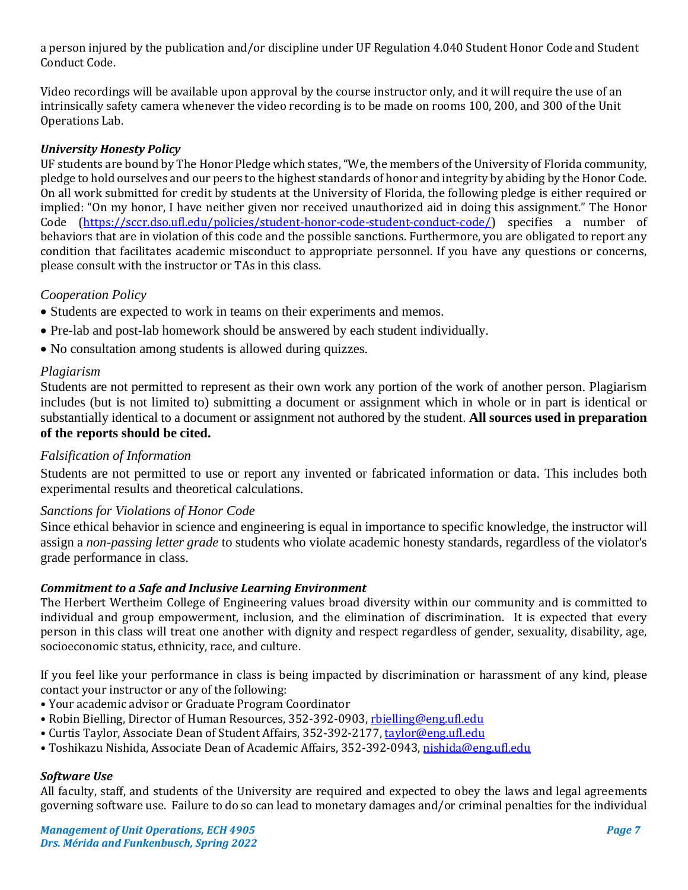a person injured by the publication and/or discipline under UF Regulation 4.040 Student Honor Code and Student Conduct Code.

Video recordings will be available upon approval by the course instructor only, and it will require the use of an intrinsically safety camera whenever the video recording is to be made on rooms 100, 200, and 300 of the Unit Operations Lab.

***University Honesty Policy***

UF students are bound by The Honor Pledge which states, "We, the members of the University of Florida community, pledge to hold ourselves and our peers to the highest standards of honor and integrity by abiding by the Honor Code. On all work submitted for credit by students at the University of Florida, the following pledge is either required or implied: "On my honor, I have neither given nor received unauthorized aid in doing this assignment." The Honor Code ([https://sccr.dso.ufl.edu/policies/student-honor-code-student-conduct-code/](https://sccr.dso.ufl.edu/policies/student-honor-code-student-conduct-code/)) specifies a number of behaviors that are in violation of this code and the possible sanctions. Furthermore, you are obligated to report any condition that facilitates academic misconduct to appropriate personnel. If you have any questions or concerns, please consult with the instructor or TAs in this class.

*Cooperation Policy*

- Students are expected to work in teams on their experiments and memos.
- Pre-lab and post-lab homework should be answered by each student individually.
- No consultation among students is allowed during quizzes.

*Plagiarism*

Students are not permitted to represent as their own work any portion of the work of another person. Plagiarism includes (but is not limited to) submitting a document or assignment which in whole or in part is identical or substantially identical to a document or assignment not authored by the student. **All sources used in preparation of the reports should be cited.**

*Falsification of Information*

Students are not permitted to use or report any invented or fabricated information or data. This includes both experimental results and theoretical calculations.

*Sanctions for Violations of Honor Code*

Since ethical behavior in science and engineering is equal in importance to specific knowledge, the instructor will assign a *non-passing letter grade* to students who violate academic honesty standards, regardless of the violator's grade performance in class.

***Commitment to a Safe and Inclusive Learning Environment***

The Herbert Wertheim College of Engineering values broad diversity within our community and is committed to individual and group empowerment, inclusion, and the elimination of discrimination. It is expected that every person in this class will treat one another with dignity and respect regardless of gender, sexuality, disability, age, socioeconomic status, ethnicity, race, and culture.

If you feel like your performance in class is being impacted by discrimination or harassment of any kind, please contact your instructor or any of the following:

- Your academic advisor or Graduate Program Coordinator
- Robin Bielling, Director of Human Resources, 352-392-0903, [rbielling@eng.ufl.edu](mailto:rbielling@eng.ufl.edu)
- Curtis Taylor, Associate Dean of Student Affairs, 352-392-2177, [taylor@eng.ufl.edu](mailto:taylor@eng.ufl.edu)
- Toshikazu Nishida, Associate Dean of Academic Affairs, 352-392-0943, [nishida@eng.ufl.edu](mailto:nishida@eng.ufl.edu)

***Software Use***

All faculty, staff, and students of the University are required and expected to obey the laws and legal agreements governing software use. Failure to do so can lead to monetary damages and/or criminal penalties for the individual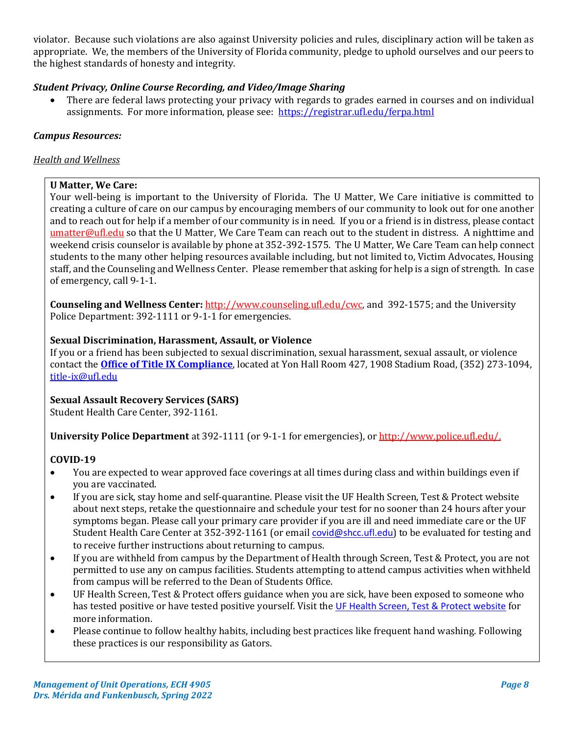violator. Because such violations are also against University policies and rules, disciplinary action will be taken as appropriate. We, the members of the University of Florida community, pledge to uphold ourselves and our peers to the highest standards of honesty and integrity.

***Student Privacy, Online Course Recording, and Video/Image Sharing***

- There are federal laws protecting your privacy with regards to grades earned in courses and on individual assignments. For more information, please see: https://registrar.ufl.edu/ferpa.html

***Campus Resources:***

<u>*Health and Wellness*</u>

**U Matter, We Care:**
Your well-being is important to the University of Florida. The U Matter, We Care initiative is committed to creating a culture of care on our campus by encouraging members of our community to look out for one another and to reach out for help if a member of our community is in need. If you or a friend is in distress, please contact umatter@ufl.edu so that the U Matter, We Care Team can reach out to the student in distress. A nighttime and weekend crisis counselor is available by phone at 352-392-1575. The U Matter, We Care Team can help connect students to the many other helping resources available including, but not limited to, Victim Advocates, Housing staff, and the Counseling and Wellness Center. Please remember that asking for help is a sign of strength. In case of emergency, call 9-1-1.

**Counseling and Wellness Center:** http://www.counseling.ufl.edu/cwc, and 392-1575; and the University Police Department: 392-1111 or 9-1-1 for emergencies.

**Sexual Discrimination, Harassment, Assault, or Violence**
If you or a friend has been subjected to sexual discrimination, sexual harassment, sexual assault, or violence contact the **Office of Title IX Compliance**, located at Yon Hall Room 427, 1908 Stadium Road, (352) 273-1094, title-ix@ufl.edu

**Sexual Assault Recovery Services (SARS)**
Student Health Care Center, 392-1161.

**University Police Department** at 392-1111 (or 9-1-1 for emergencies), or http://www.police.ufl.edu/.

**COVID-19**

- You are expected to wear approved face coverings at all times during class and within buildings even if you are vaccinated.
- If you are sick, stay home and self-quarantine. Please visit the UF Health Screen, Test & Protect website about next steps, retake the questionnaire and schedule your test for no sooner than 24 hours after your symptoms began. Please call your primary care provider if you are ill and need immediate care or the UF Student Health Care Center at 352-392-1161 (or email covid@shcc.ufl.edu) to be evaluated for testing and to receive further instructions about returning to campus.
- If you are withheld from campus by the Department of Health through Screen, Test & Protect, you are not permitted to use any on campus facilities. Students attempting to attend campus activities when withheld from campus will be referred to the Dean of Students Office.
- UF Health Screen, Test & Protect offers guidance when you are sick, have been exposed to someone who has tested positive or have tested positive yourself. Visit the UF Health Screen, Test & Protect website for more information.
- Please continue to follow healthy habits, including best practices like frequent hand washing. Following these practices is our responsibility as Gators.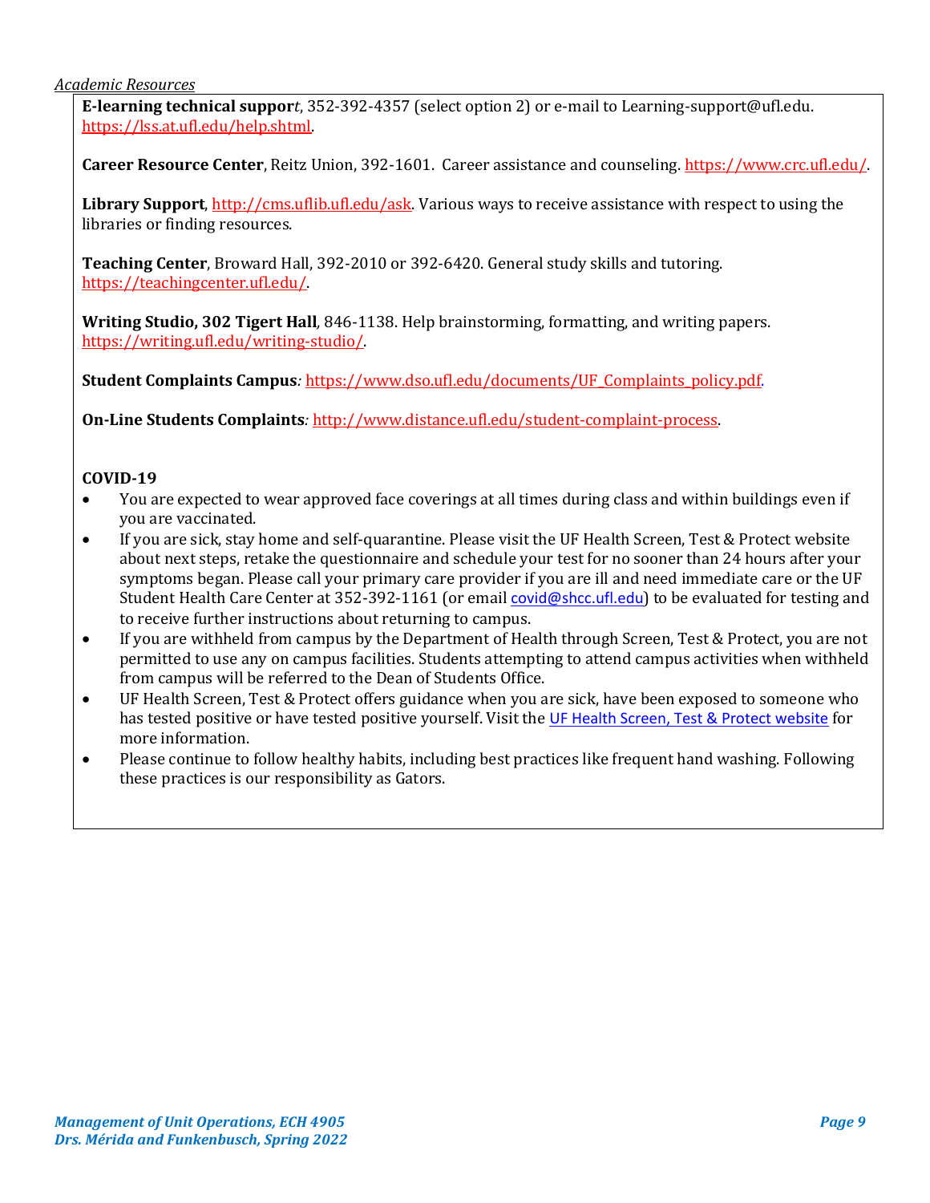*Academic Resources*

**E-learning technical support**, 352-392-4357 (select option 2) or e-mail to Learning-support@ufl.edu. https://lss.at.ufl.edu/help.shtml.

**Career Resource Center**, Reitz Union, 392-1601. Career assistance and counseling. https://www.crc.ufl.edu/.

**Library Support**, http://cms.uflib.ufl.edu/ask. Various ways to receive assistance with respect to using the libraries or finding resources.

**Teaching Center**, Broward Hall, 392-2010 or 392-6420. General study skills and tutoring. https://teachingcenter.ufl.edu/.

**Writing Studio, 302 Tigert Hall**, 846-1138. Help brainstorming, formatting, and writing papers. https://writing.ufl.edu/writing-studio/.

**Student Complaints Campus**: https://www.dso.ufl.edu/documents/UF_Complaints_policy.pdf.

**On-Line Students Complaints**: http://www.distance.ufl.edu/student-complaint-process.

**COVID-19**

- You are expected to wear approved face coverings at all times during class and within buildings even if you are vaccinated.
- If you are sick, stay home and self-quarantine. Please visit the UF Health Screen, Test & Protect website about next steps, retake the questionnaire and schedule your test for no sooner than 24 hours after your symptoms began. Please call your primary care provider if you are ill and need immediate care or the UF Student Health Care Center at 352-392-1161 (or email covid@shcc.ufl.edu) to be evaluated for testing and to receive further instructions about returning to campus.
- If you are withheld from campus by the Department of Health through Screen, Test & Protect, you are not permitted to use any on campus facilities. Students attempting to attend campus activities when withheld from campus will be referred to the Dean of Students Office.
- UF Health Screen, Test & Protect offers guidance when you are sick, have been exposed to someone who has tested positive or have tested positive yourself. Visit the UF Health Screen, Test & Protect website for more information.
- Please continue to follow healthy habits, including best practices like frequent hand washing. Following these practices is our responsibility as Gators.